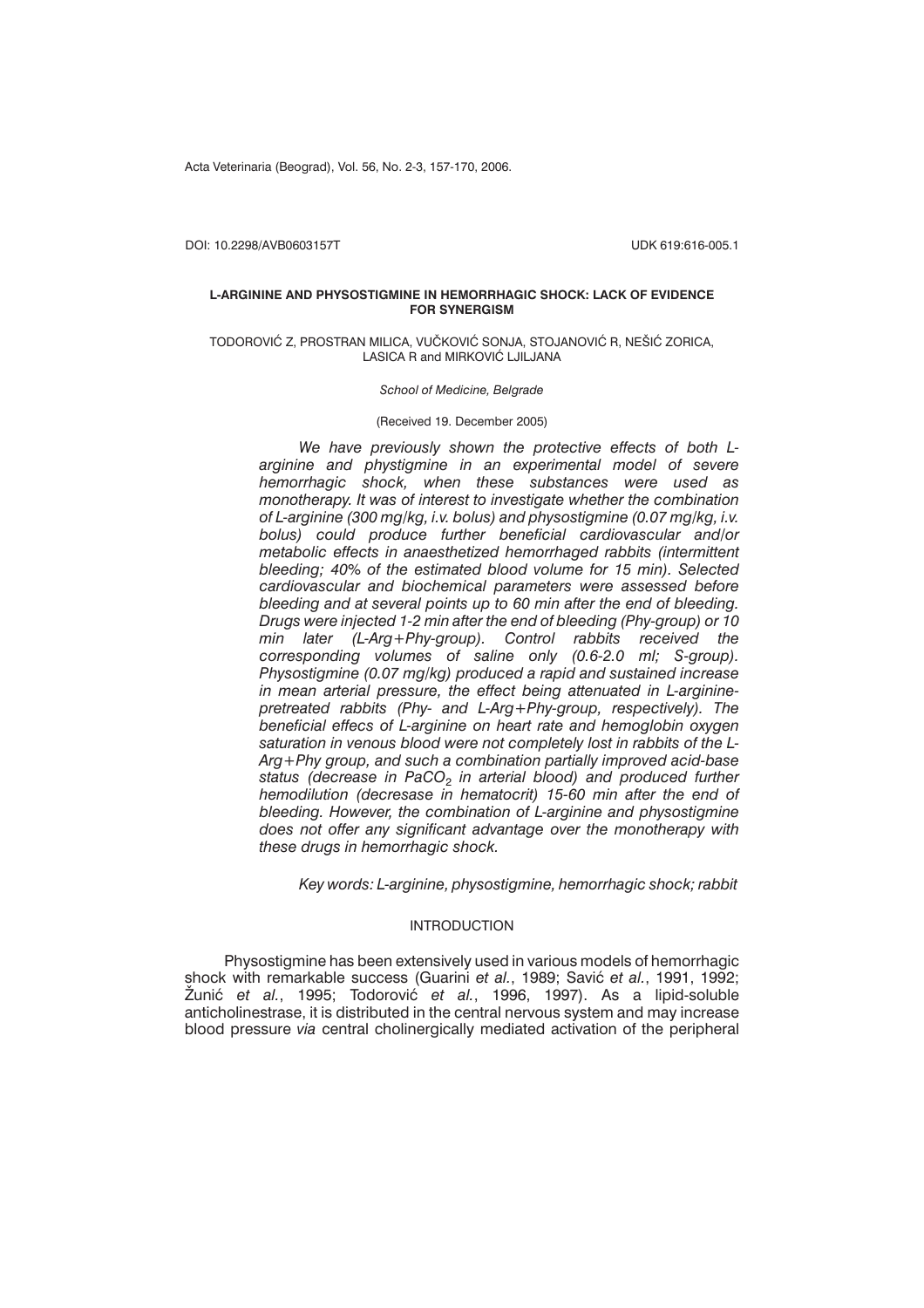DOI: 10.2298/AVB0603157T UDK 619:616-005.1

# L-ARGININE AND PHYSOSTIGMINE IN HEMORRHAGIC SHOCK: LACK OF EVIDENCE FOR SYNERGISM

TODOROVIĆ Z, PROSTRAN MILICA, VUČKOVIĆ SONJA, STOJANOVIĆ R, NEŠIĆ ZORICA, LASICA R and MIRKOVIĆ LJILJANA

*School of Medicine, Belgrade*

(Received 19. December 2005)

*We have previously shown the protective effects of both L-arginine and phystigmine in an experimental model of severe hemorrhagic shock, when these substances were used as monotherapy. It was of interest to investigate whether the combination of L-arginine (300 mg/kg, i.v. bolus) and physostigmine (0.07 mg/kg, i.v. bolus) could produce further beneficial cardiovascular and/or metabolic effects in anaesthetized hemorrhaged rabbits (intermittent bleeding; 40% of the estimated blood volume for 15 min). Selected cardiovascular and biochemical parameters were assessed before bleeding and at several points up to 60 min after the end of bleeding. Drugs were injected 1-2 min after the end of bleeding (Phy-group) or 10 min later (L-Arg+Phy-group). Control rabbits received the corresponding volumes of saline only (0.6-2.0 ml; S-group). Physostigmine (0.07 mg/kg) produced a rapid and sustained increase in mean arterial pressure, the effect being attenuated in L-arginine-pretreated rabbits (Phy- and L-Arg+Phy-group, respectively). The beneficial effecs of L-arginine on heart rate and hemoglobin oxygen saturation in venous blood were not completely lost in rabbits of the L-Arg+Phy group, and such a combination partially improved acid-base status (decrease in $PaCO_2$ in arterial blood) and produced further hemodilution (decresase in hematocrit) 15-60 min after the end of bleeding. However, the combination of L-arginine and physostigmine does not offer any significant advantage over the monotherapy with these drugs in hemorrhagic shock.*

*Key words: L-arginine, physostigmine, hemorrhagic shock; rabbit*

## INTRODUCTION

Physostigmine has been extensively used in various models of hemorrhagic shock with remarkable success (Guarini *et al.*, 1989; Savić *et al.*, 1991, 1992; Žunić *et al.*, 1995; Todorović *et al.*, 1996, 1997). As a lipid-soluble anticholinestrase, it is distributed in the central nervous system and may increase blood pressure *via* central cholinergically mediated activation of the peripheral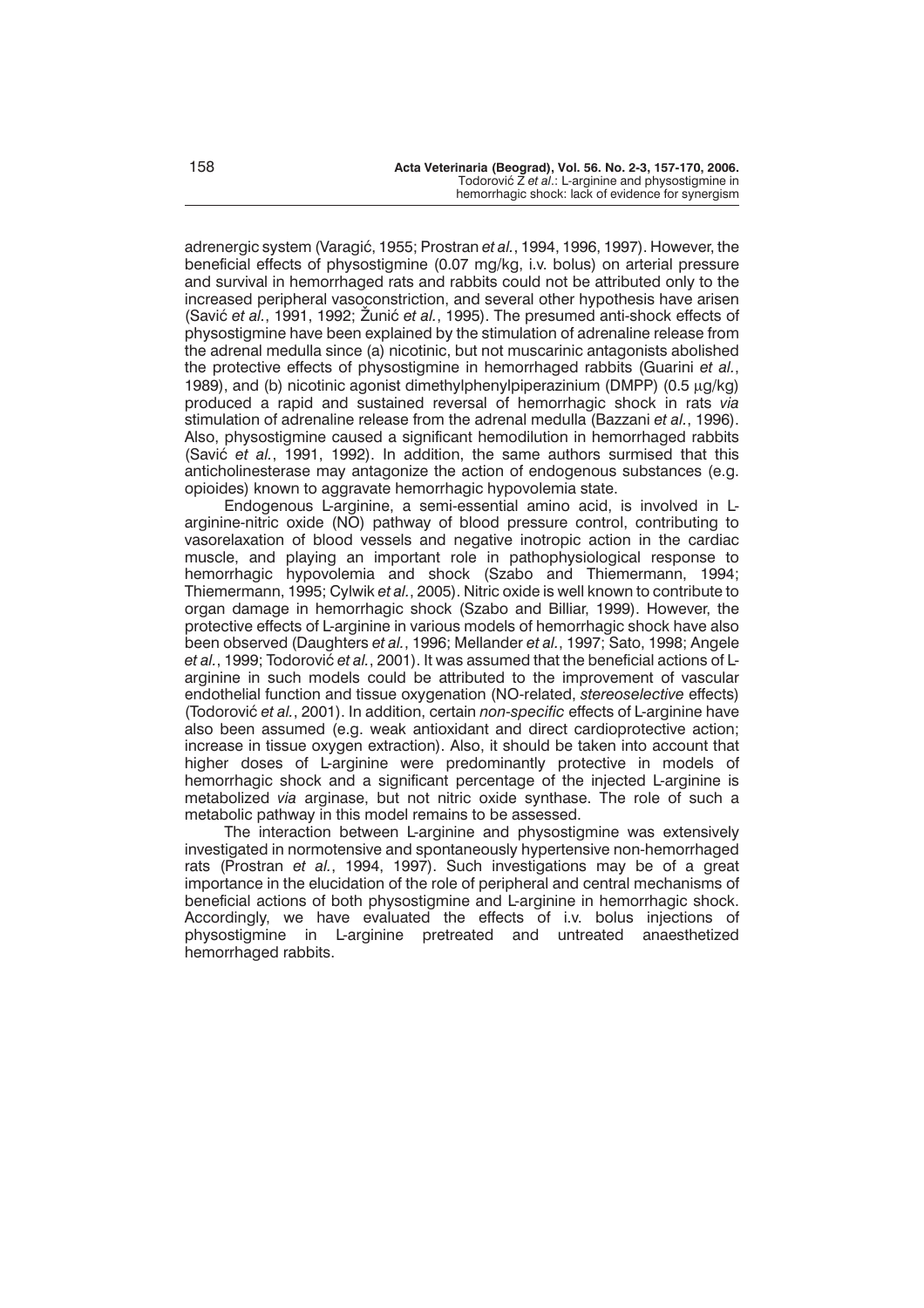adrenergic system (Varagić, 1955; Prostran *et al.*, 1994, 1996, 1997). However, the beneficial effects of physostigmine (0.07 mg/kg, i.v. bolus) on arterial pressure and survival in hemorrhaged rats and rabbits could not be attributed only to the increased peripheral vasoconstriction, and several other hypothesis have arisen (Savić *et al.*, 1991, 1992; Žunić *et al.*, 1995). The presumed anti-shock effects of physostigmine have been explained by the stimulation of adrenaline release from the adrenal medulla since (a) nicotinic, but not muscarinic antagonists abolished the protective effects of physostigmine in hemorrhaged rabbits (Guarini *et al.*, 1989), and (b) nicotinic agonist dimethylphenylpiperazinium (DMPP) (0.5 μg/kg) produced a rapid and sustained reversal of hemorrhagic shock in rats *via* stimulation of adrenaline release from the adrenal medulla (Bazzani *et al.*, 1996). Also, physostigmine caused a significant hemodilution in hemorrhaged rabbits (Savić *et al.*, 1991, 1992). In addition, the same authors surmised that this anticholinesterase may antagonize the action of endogenous substances (e.g. opioides) known to aggravate hemorrhagic hypovolemia state.

Endogenous L-arginine, a semi-essential amino acid, is involved in L-arginine-nitric oxide (NO) pathway of blood pressure control, contributing to vasorelaxation of blood vessels and negative inotropic action in the cardiac muscle, and playing an important role in pathophysiological response to hemorrhagic hypovolemia and shock (Szabo and Thiemermann, 1994; Thiemermann, 1995; Cylwik *et al.*, 2005). Nitric oxide is well known to contribute to organ damage in hemorrhagic shock (Szabo and Billiar, 1999). However, the protective effects of L-arginine in various models of hemorrhagic shock have also been observed (Daughters *et al.*, 1996; Mellander *et al.*, 1997; Sato, 1998; Angele *et al.*, 1999; Todorović *et al.*, 2001). It was assumed that the beneficial actions of L-arginine in such models could be attributed to the improvement of vascular endothelial function and tissue oxygenation (NO-related, *stereoselective* effects) (Todorović *et al.*, 2001). In addition, certain *non-specific* effects of L-arginine have also been assumed (e.g. weak antioxidant and direct cardioprotective action; increase in tissue oxygen extraction). Also, it should be taken into account that higher doses of L-arginine were predominantly protective in models of hemorrhagic shock and a significant percentage of the injected L-arginine is metabolized *via* arginase, but not nitric oxide synthase. The role of such a metabolic pathway in this model remains to be assessed.

The interaction between L-arginine and physostigmine was extensively investigated in normotensive and spontaneously hypertensive non-hemorrhaged rats (Prostran *et al.*, 1994, 1997). Such investigations may be of a great importance in the elucidation of the role of peripheral and central mechanisms of beneficial actions of both physostigmine and L-arginine in hemorrhagic shock. Accordingly, we have evaluated the effects of i.v. bolus injections of physostigmine in L-arginine pretreated and untreated anaesthetized hemorrhaged rabbits.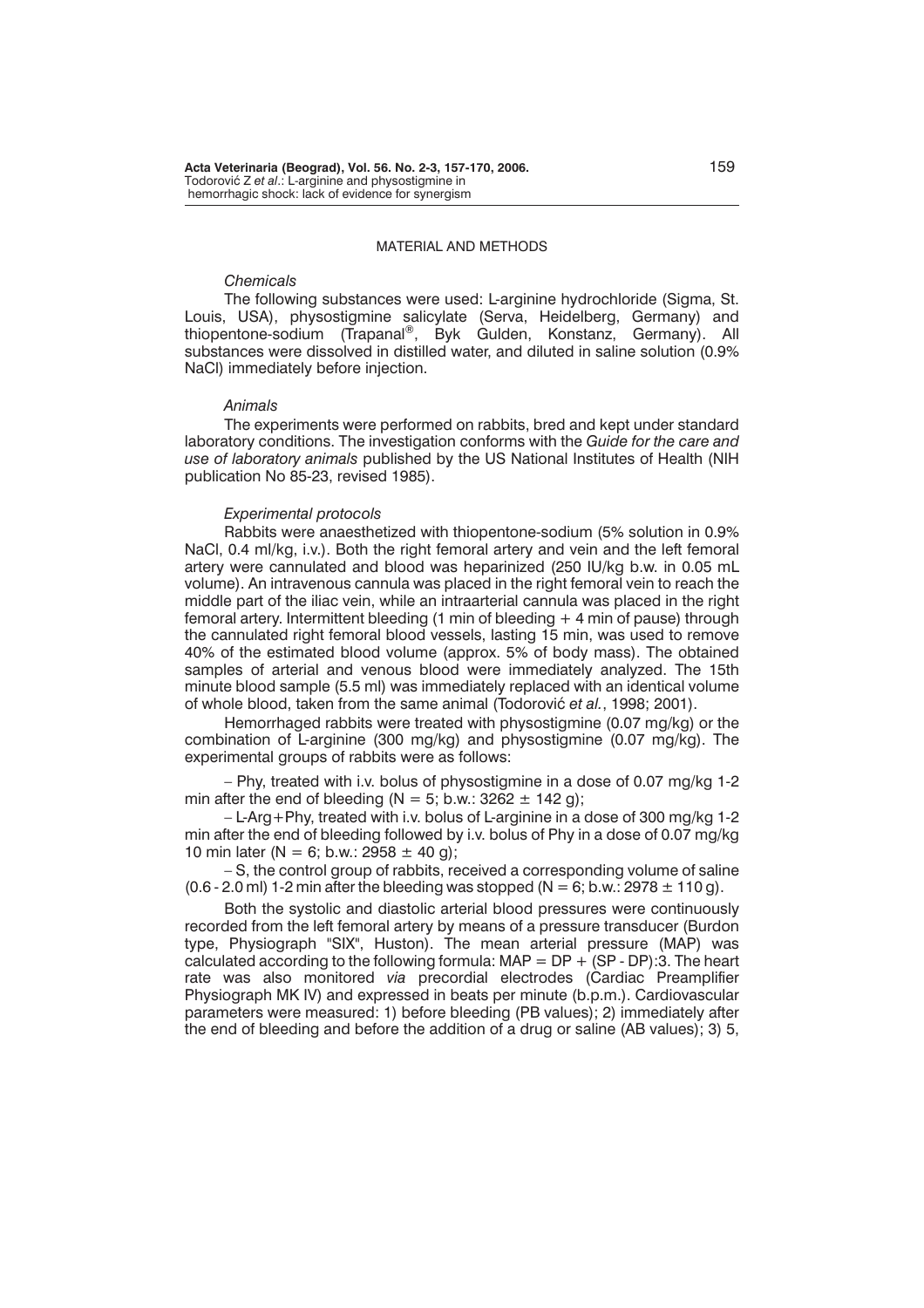## MATERIAL AND METHODS

### *Chemicals*

The following substances were used: L-arginine hydrochloride (Sigma, St. Louis, USA), physostigmine salicylate (Serva, Heidelberg, Germany) and thiopentone-sodium (Trapanal®, Byk Gulden, Konstanz, Germany). All substances were dissolved in distilled water, and diluted in saline solution (0.9% NaCl) immediately before injection.

### *Animals*

The experiments were performed on rabbits, bred and kept under standard laboratory conditions. The investigation conforms with the *Guide for the care and use of laboratory animals* published by the US National Institutes of Health (NIH publication No 85-23, revised 1985).

### *Experimental protocols*

Rabbits were anaesthetized with thiopentone-sodium (5% solution in 0.9% NaCl, 0.4 ml/kg, i.v.). Both the right femoral artery and vein and the left femoral artery were cannulated and blood was heparinized (250 IU/kg b.w. in 0.05 mL volume). An intravenous cannula was placed in the right femoral vein to reach the middle part of the iliac vein, while an intraarterial cannula was placed in the right femoral artery. Intermittent bleeding (1 min of bleeding + 4 min of pause) through the cannulated right femoral blood vessels, lasting 15 min, was used to remove 40% of the estimated blood volume (approx. 5% of body mass). The obtained samples of arterial and venous blood were immediately analyzed. The 15th minute blood sample (5.5 ml) was immediately replaced with an identical volume of whole blood, taken from the same animal (Todorović *et al.*, 1998; 2001).

Hemorrhaged rabbits were treated with physostigmine (0.07 mg/kg) or the combination of L-arginine (300 mg/kg) and physostigmine (0.07 mg/kg). The experimental groups of rabbits were as follows:

– Phy, treated with i.v. bolus of physostigmine in a dose of 0.07 mg/kg 1-2 min after the end of bleeding (N = 5; b.w.: 3262 ± 142 g);

– L-Arg+Phy, treated with i.v. bolus of L-arginine in a dose of 300 mg/kg 1-2 min after the end of bleeding followed by i.v. bolus of Phy in a dose of 0.07 mg/kg 10 min later (N = 6; b.w.: 2958 ± 40 g);

– S, the control group of rabbits, received a corresponding volume of saline (0.6 - 2.0 ml) 1-2 min after the bleeding was stopped (N = 6; b.w.: 2978 ± 110 g).

Both the systolic and diastolic arterial blood pressures were continuously recorded from the left femoral artery by means of a pressure transducer (Burdon type, Physiograph "SIX", Huston). The mean arterial pressure (MAP) was calculated according to the following formula: $MAP = DP + (SP - DP):3$. The heart rate was also monitored *via* precordial electrodes (Cardiac Preamplifier Physiograph MK IV) and expressed in beats per minute (b.p.m.). Cardiovascular parameters were measured: 1) before bleeding (PB values); 2) immediately after the end of bleeding and before the addition of a drug or saline (AB values); 3) 5,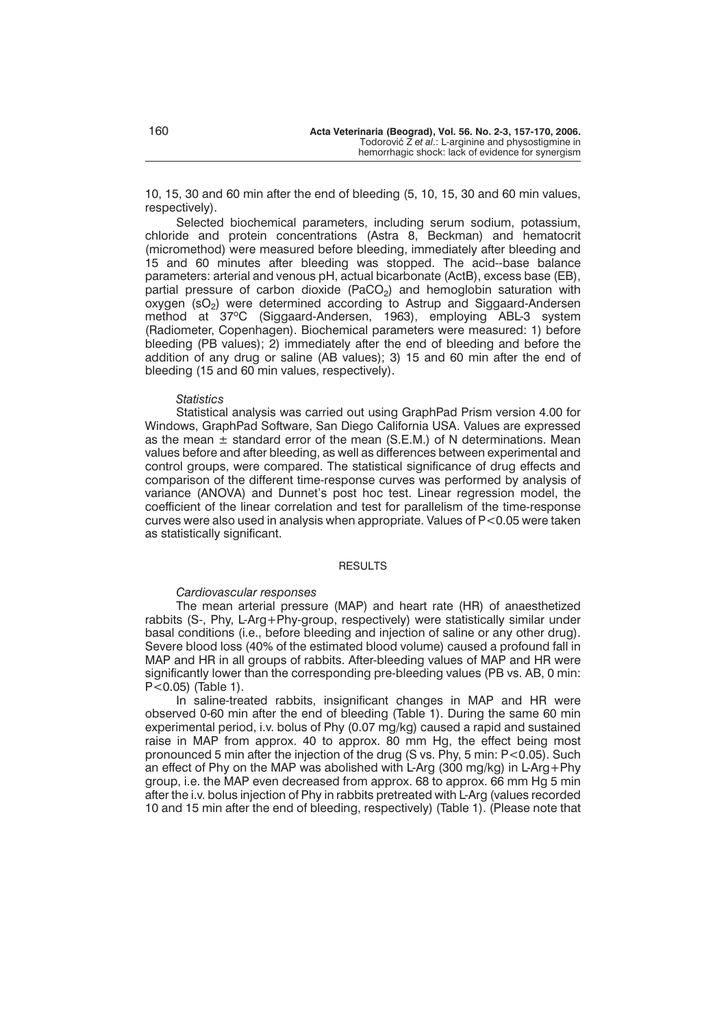10, 15, 30 and 60 min after the end of bleeding (5, 10, 15, 30 and 60 min values, respectively).

Selected biochemical parameters, including serum sodium, potassium, chloride and protein concentrations (Astra 8, Beckman) and hematocrit (micromethod) were measured before bleeding, immediately after bleeding and 15 and 60 minutes after bleeding was stopped. The acid--base balance parameters: arterial and venous pH, actual bicarbonate (ActB), excess base (EB), partial pressure of carbon dioxide ($PaCO_2$) and hemoglobin saturation with oxygen ($sO_2$) were determined according to Astrup and Siggaard-Andersen method at 37°C (Siggaard-Andersen, 1963), employing ABL-3 system (Radiometer, Copenhagen). Biochemical parameters were measured: 1) before bleeding (PB values); 2) immediately after the end of bleeding and before the addition of any drug or saline (AB values); 3) 15 and 60 min after the end of bleeding (15 and 60 min values, respectively).

### *Statistics*

Statistical analysis was carried out using GraphPad Prism version 4.00 for Windows, GraphPad Software, San Diego California USA. Values are expressed as the mean ± standard error of the mean (S.E.M.) of N determinations. Mean values before and after bleeding, as well as differences between experimental and control groups, were compared. The statistical significance of drug effects and comparison of the different time-response curves was performed by analysis of variance (ANOVA) and Dunnet's post hoc test. Linear regression model, the coefficient of the linear correlation and test for parallelism of the time-response curves were also used in analysis when appropriate. Values of $P<0.05$ were taken as statistically significant.

## RESULTS

### *Cardiovascular responses*

The mean arterial pressure (MAP) and heart rate (HR) of anaesthetized rabbits (S-, Phy, L-Arg+Phy-group, respectively) were statistically similar under basal conditions (i.e., before bleeding and injection of saline or any other drug). Severe blood loss (40% of the estimated blood volume) caused a profound fall in MAP and HR in all groups of rabbits. After-bleeding values of MAP and HR were significantly lower than the corresponding pre-bleeding values (PB vs. AB, 0 min: $P<0.05$) (Table 1).

In saline-treated rabbits, insignificant changes in MAP and HR were observed 0-60 min after the end of bleeding (Table 1). During the same 60 min experimental period, i.v. bolus of Phy (0.07 mg/kg) caused a rapid and sustained raise in MAP from approx. 40 to approx. 80 mm Hg, the effect being most pronounced 5 min after the injection of the drug (S vs. Phy, 5 min: $P<0.05$). Such an effect of Phy on the MAP was abolished with L-Arg (300 mg/kg) in L-Arg+Phy group, i.e. the MAP even decreased from approx. 68 to approx. 66 mm Hg 5 min after the i.v. bolus injection of Phy in rabbits pretreated with L-Arg (values recorded 10 and 15 min after the end of bleeding, respectively) (Table 1). (Please note that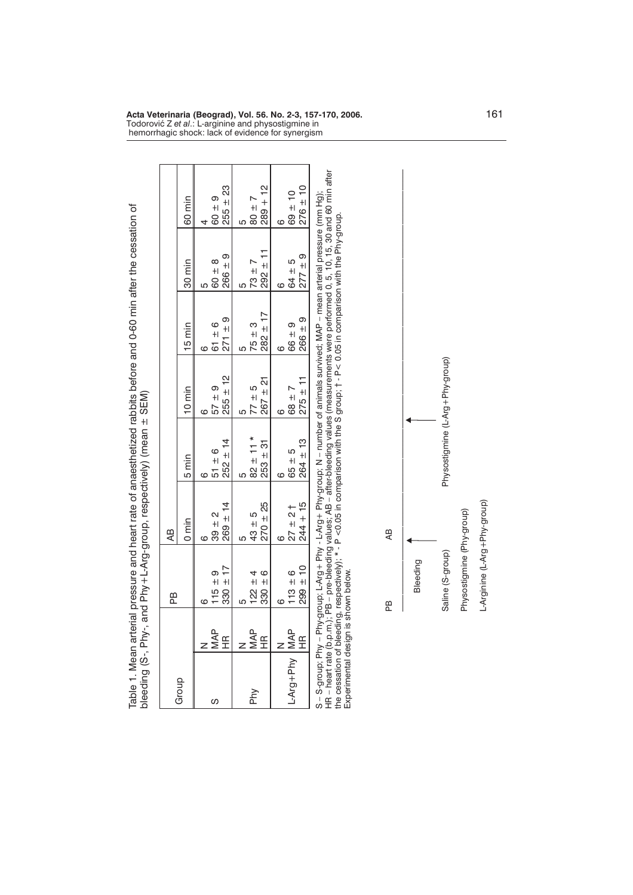Table 1. Mean arterial pressure and heart rate of anaesthetized rabbits before and 0-60 min after the cessation of bleeding (S-, Phy-, and Phy+L-Arg-group, respectively) (mean ± SEM)

| Group | | PB | AB | | | | | |
|---|---|---|---|---|---|---|---|---|
| | | | 0 min | 5 min | 10 min | 15 min | 30 min | 60 min |
| S | N | 6 | 6 | 6 | 6 | 6 | 5 | 4 |
| | MAP | 115 ± 9 | 39 ± 2 | 51 ± 6 | 57 ± 9 | 61 ± 6 | 60 ± 8 | 60 ± 9 |
| | HR | 330 ± 17 | 269 ± 14 | 252 ± 14 | 255 ± 12 | 271 ± 9 | 266 ± 9 | 255 ± 23 |
| Phy | N | 5 | 5 | 5 | 5 | 5 | 5 | 5 |
| | MAP | 122 ± 4 | 43 ± 5 | 82 ± 11 * | 77 ± 5 | 75 ± 3 | 73 ± 7 | 80 ± 7 |
| | HR | 330 ± 6 | 270 ± 25 | 253 ± 31 | 267 ± 21 | 282 ± 17 | 292 ± 11 | 289 + 12 |
| L-Arg+Phy | N | 6 | 6 | 6 | 6 | 6 | 6 | 6 |
| | MAP | 113 ± 6 | 27 ± 2 † | 65 ± 5 | 68 ± 7 | 66 ± 9 | 64 ± 5 | 69 ± 10 |
| | HR | 299 ± 10 | 244 + 15 | 264 ± 13 | 275 ± 11 | 266 ± 9 | 277 ± 9 | 276 ± 10 |

S – S-group; Phy – Phy-group; L-Arg+ Phy - L-Arg+ Phy-group; N – number of animals survived; MAP – mean arterial pressure (mm Hg); HR – heart rate (b.p.m.); PB – pre-bleeding values; AB – after-bleeding values (measurements were performed 0, 5, 10, 15, 30 and 60 min after the cessation of bleeding, respectively); * - P <0.05 in comparison with the S group; † - P< 0.05 in comparison with the Phy-group.
Experimental design is shown below.

PB — Bleeding — AB

Saline (S-group)

Physostigmine (Phy-group)

L-Arginine (L-Arg+Phy-group) — Physostigmine (L-Arg+Phy-group)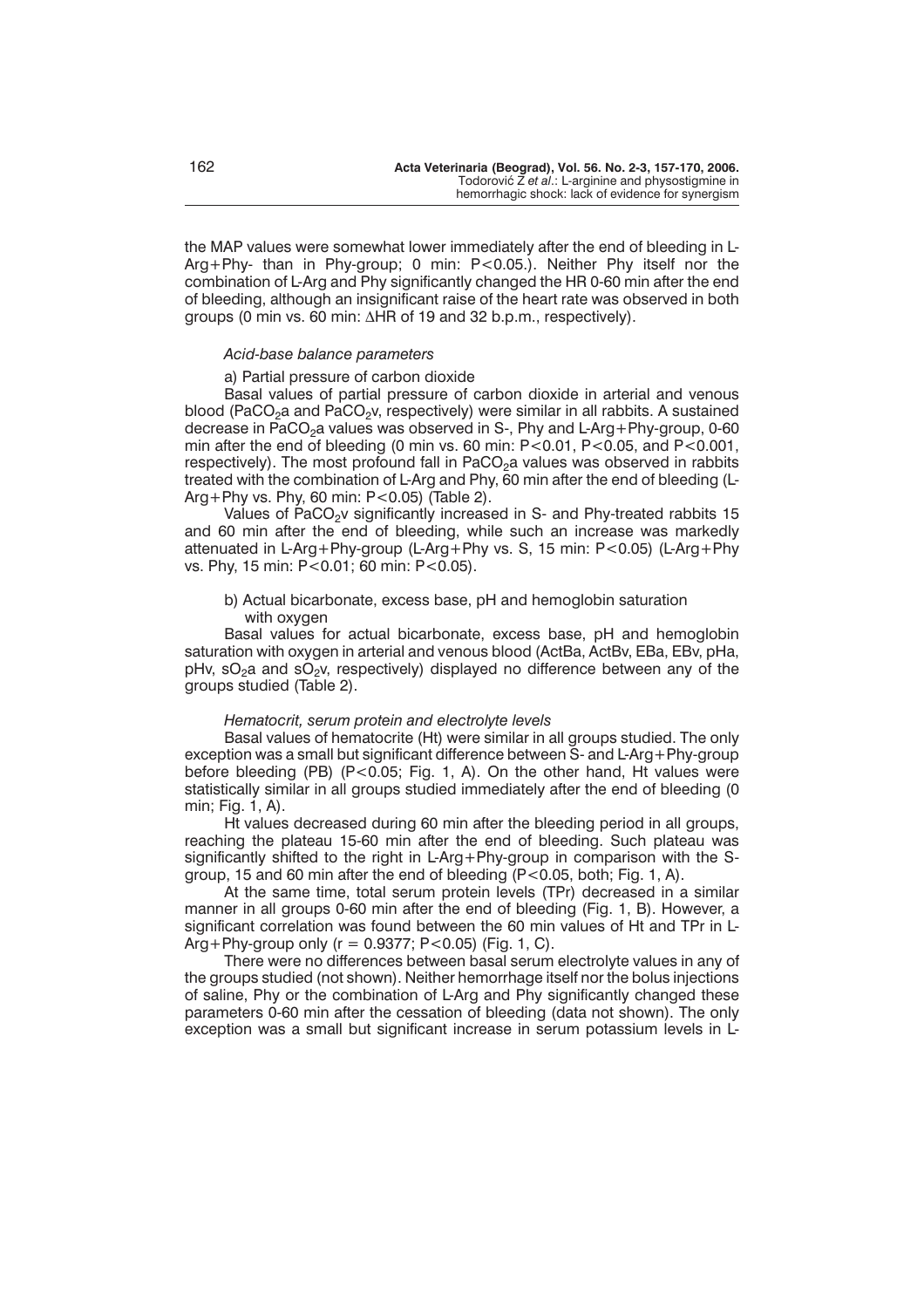the MAP values were somewhat lower immediately after the end of bleeding in L-Arg+Phy- than in Phy-group; 0 min: $P<0.05$.). Neither Phy itself nor the combination of L-Arg and Phy significantly changed the HR 0-60 min after the end of bleeding, although an insignificant raise of the heart rate was observed in both groups (0 min vs. 60 min: $\Delta$HR of 19 and 32 b.p.m., respectively).

*Acid-base balance parameters*

a) Partial pressure of carbon dioxide

Basal values of partial pressure of carbon dioxide in arterial and venous blood ($PaCO_2a$ and $PaCO_2v$, respectively) were similar in all rabbits. A sustained decrease in $PaCO_2a$ values was observed in S-, Phy and L-Arg+Phy-group, 0-60 min after the end of bleeding (0 min vs. 60 min: $P<0.01$, $P<0.05$, and $P<0.001$, respectively). The most profound fall in $PaCO_2a$ values was observed in rabbits treated with the combination of L-Arg and Phy, 60 min after the end of bleeding (L-Arg+Phy vs. Phy, 60 min: $P<0.05$) (Table 2).

Values of $PaCO_2v$ significantly increased in S- and Phy-treated rabbits 15 and 60 min after the end of bleeding, while such an increase was markedly attenuated in L-Arg+Phy-group (L-Arg+Phy vs. S, 15 min: $P<0.05$) (L-Arg+Phy vs. Phy, 15 min: $P<0.01$; 60 min: $P<0.05$).

b) Actual bicarbonate, excess base, pH and hemoglobin saturation with oxygen

Basal values for actual bicarbonate, excess base, pH and hemoglobin saturation with oxygen in arterial and venous blood (ActBa, ActBv, EBa, EBv, pHa, pHv, $sO_2a$ and $sO_2v$, respectively) displayed no difference between any of the groups studied (Table 2).

*Hematocrit, serum protein and electrolyte levels*

Basal values of hematocrite (Ht) were similar in all groups studied. The only exception was a small but significant difference between S- and L-Arg+Phy-group before bleeding (PB) ($P<0.05$; Fig. 1, A). On the other hand, Ht values were statistically similar in all groups studied immediately after the end of bleeding (0 min; Fig. 1, A).

Ht values decreased during 60 min after the bleeding period in all groups, reaching the plateau 15-60 min after the end of bleeding. Such plateau was significantly shifted to the right in L-Arg+Phy-group in comparison with the S-group, 15 and 60 min after the end of bleeding ($P<0.05$, both; Fig. 1, A).

At the same time, total serum protein levels (TPr) decreased in a similar manner in all groups 0-60 min after the end of bleeding (Fig. 1, B). However, a significant correlation was found between the 60 min values of Ht and TPr in L-Arg+Phy-group only ($r = 0.9377$; $P<0.05$) (Fig. 1, C).

There were no differences between basal serum electrolyte values in any of the groups studied (not shown). Neither hemorrhage itself nor the bolus injections of saline, Phy or the combination of L-Arg and Phy significantly changed these parameters 0-60 min after the cessation of bleeding (data not shown). The only exception was a small but significant increase in serum potassium levels in L-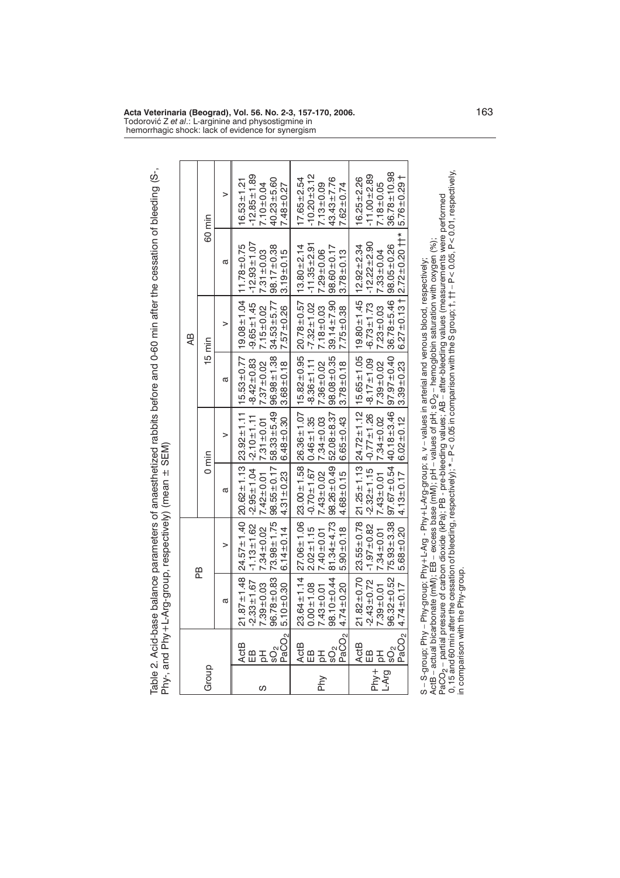Table 2. Acid-base balance parameters of anaesthetized rabbits before and 0-60 min after the cessation of bleeding (S-, Phy-, and Phy+L-Arg-group, respectively) (mean ± SEM)

| Group | | PB | | AB | | | | | |
|---|---|---|---|---|---|---|---|---|---|
| | | | | 0 min | | 15 min | | 60 min | |
| | | a | v | a | v | a | v | a | v |
| S | ActB | 21.87±1.48 | 24.57±1.40 | 20.62±1.13 | 23.92±1.11 | 15.53±0.77 | 19.08±1.04 | 11.78±0.75 | 16.53±1.21 |
| | EB | -2.33±1.67 | -1.13±1.62 | -2.95±1.04 | -2.10±1.11 | -8.42±0.83 | -9.65±1.45 | -12.93±1.07 | -12.85±1.89 |
| | pH | 7.39±0.03 | 7.34±0.02 | 7.42±0.01 | 7.31±0.01 | 7.37±0.02 | 7.15±0.02 | 7.31±0.03 | 7.10±0.04 |
| | $sO_2$ | 96.78±0.83 | 73.98±1.75 | 98.55±0.17 | 58.33±5.49 | 96.98±1.38 | 34.53±5.77 | 98.17±0.38 | 40.23±5.60 |
| | $PaCO_2$ | 5.10±0.30 | 6.14±0.14 | 4.31±0.23 | 6.48±0.30 | 3.68±0.18 | 7.57±0.26 | 3.19±0.15 | 7.48±0.27 |
| Phy | ActB | 23.64±1.14 | 27.06±1.06 | 23.00±1.58 | 26.36±1.07 | 15.82±0.95 | 20.78±0.57 | 13.80±2.14 | 17.65±2.54 |
| | EB | 0.00±1.08 | 2.02±1.15 | -0.70±1.67 | 0.46±1.35 | -8.36±1.11 | -7.32±1.02 | -11.35±2.91 | -10.20±3.12 |
| | pH | 7.43±0.01 | 7.40±0.01 | 7.43±0.02 | 7.34±0.03 | 7.36±0.02 | 7.18±0.03 | 7.29±0.06 | 7.13±0.09 |
| | $sO_2$ | 98.10±0.44 | 81.34±4.73 | 98.26±0.49 | 52.08±8.37 | 98.08±0.35 | 39.14±7.90 | 98.60±0.17 | 43.43±7.76 |
| | $PaCO_2$ | 4.74±0.20 | 5.90±0.18 | 4.68±0.15 | 6.65±0.43 | 3.78±0.18 | 7.75±0.38 | 3.78±0.13 | 7.62±0.74 |
| Phy+ L-Arg | ActB | 21.82±0.70 | 23.55±0.78 | 21.25±1.13 | 24.72±1.12 | 15.65±1.05 | 19.80±1.45 | 12.92±2.34 | 16.25±2.26 |
| | EB | -2.43±0.72 | -1.97±0.82 | -2.32±1.15 | -0.77±1.26 | -8.17±1.09 | -6.73±1.73 | -12.22±2.90 | -11.00±2.89 |
| | pH | 7.39±0.01 | 7.34±0.01 | 7.43±0.01 | 7.34±0.02 | 7.39±0.02 | 7.23±0.03 | 7.33±0.04 | 7.18±0.05 |
| | $sO_2$ | 96.32±0.52 | 75.93±3.38 | 97.67±0.54 | 40.18±3.46 | 97.97±0.40 | 36.78±5.46 | 98.05±0.26 | 36.78±10.98 |
| | $PaCO_2$ | 4.74±0.17 | 5.68±0.20 | 4.13±0.17 | 6.02±0.12 | 3.39±0.23 | 6.27±0.13 † | 2.72±0.20 ††* | 5.76±0.29 † |

S – S-group; Phy – Phy-group; Phy+L-Arg - Phy+L-Arg-group; a, v – values in arterial and venous blood, respectively;
ActB – actual bicarbonate (mM); EB – excess base (mM); pH – values of pH; $sO_2$ – hemoglobin saturation with oxygen (%);
$PaCO_2$ – partial pressure of carbon dioxide (kPa); PB - pre-bleeding values; AB – after-bleeding values (measurements were performed 0, 15 and 60 min after the cessation of bleeding, respectively); * – P< 0.05 in comparison with the S group; †, †† – P< 0.05, P< 0.01, respectively, in comparison with the Phy-group.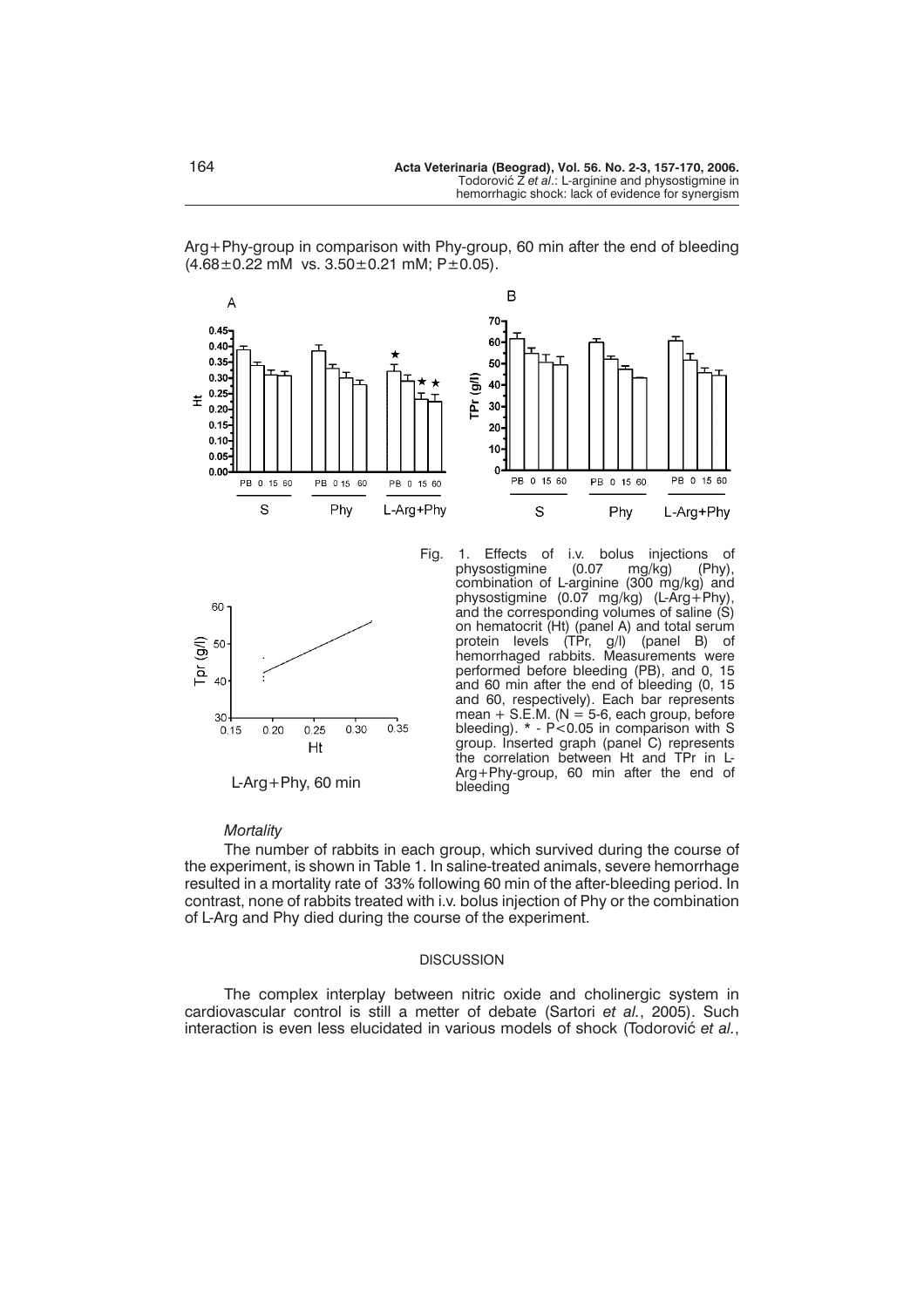Arg+Phy-group in comparison with Phy-group, 60 min after the end of bleeding (4.68±0.22 mM vs. 3.50±0.21 mM; P±0.05).

Fig. 1. Effects of i.v. bolus injections of physostigmine (0.07 mg/kg) (Phy), combination of L-arginine (300 mg/kg) and physostigmine (0.07 mg/kg) (L-Arg+Phy), and the corresponding volumes of saline (S) on hematocrit (Ht) (panel A) and total serum protein levels (TPr, g/l) (panel B) of hemorrhaged rabbits. Measurements were performed before bleeding (PB), and 0, 15 and 60 min after the end of bleeding (0, 15 and 60, respectively). Each bar represents mean + S.E.M. (N = 5-6, each group, before bleeding). * - P<0.05 in comparison with S group. Inserted graph (panel C) represents the correlation between Ht and TPr in L-Arg+Phy-group, 60 min after the end of bleeding

### *Mortality*

The number of rabbits in each group, which survived during the course of the experiment, is shown in Table 1. In saline-treated animals, severe hemorrhage resulted in a mortality rate of 33% following 60 min of the after-bleeding period. In contrast, none of rabbits treated with i.v. bolus injection of Phy or the combination of L-Arg and Phy died during the course of the experiment.

## DISCUSSION

The complex interplay between nitric oxide and cholinergic system in cardiovascular control is still a metter of debate (Sartori *et al.*, 2005). Such interaction is even less elucidated in various models of shock (Todorović *et al.*,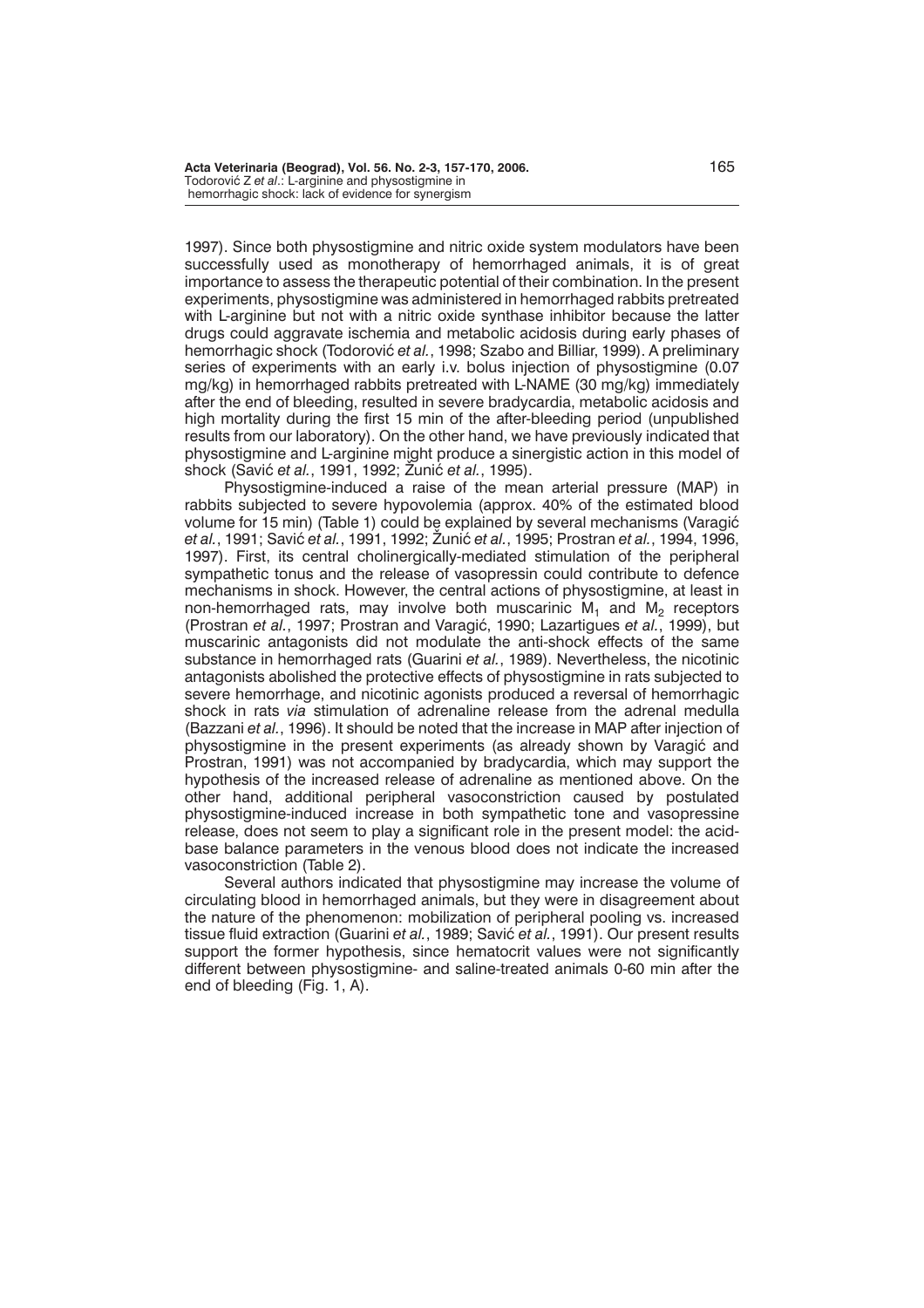1997). Since both physostigmine and nitric oxide system modulators have been successfully used as monotherapy of hemorrhaged animals, it is of great importance to assess the therapeutic potential of their combination. In the present experiments, physostigmine was administered in hemorrhaged rabbits pretreated with L-arginine but not with a nitric oxide synthase inhibitor because the latter drugs could aggravate ischemia and metabolic acidosis during early phases of hemorrhagic shock (Todorović *et al.*, 1998; Szabo and Billiar, 1999). A preliminary series of experiments with an early i.v. bolus injection of physostigmine (0.07 mg/kg) in hemorrhaged rabbits pretreated with L-NAME (30 mg/kg) immediately after the end of bleeding, resulted in severe bradycardia, metabolic acidosis and high mortality during the first 15 min of the after-bleeding period (unpublished results from our laboratory). On the other hand, we have previously indicated that physostigmine and L-arginine might produce a sinergistic action in this model of shock (Savić *et al.*, 1991, 1992; Žunić *et al.*, 1995).

Physostigmine-induced a raise of the mean arterial pressure (MAP) in rabbits subjected to severe hypovolemia (approx. 40% of the estimated blood volume for 15 min) (Table 1) could be explained by several mechanisms (Varagić *et al.*, 1991; Savić *et al.*, 1991, 1992; Žunić *et al.*, 1995; Prostran *et al.*, 1994, 1996, 1997). First, its central cholinergically-mediated stimulation of the peripheral sympathetic tonus and the release of vasopressin could contribute to defence mechanisms in shock. However, the central actions of physostigmine, at least in non-hemorrhaged rats, may involve both muscarinic $M_1$ and $M_2$ receptors (Prostran *et al.*, 1997; Prostran and Varagić, 1990; Lazartigues *et al.*, 1999), but muscarinic antagonists did not modulate the anti-shock effects of the same substance in hemorrhaged rats (Guarini *et al.*, 1989). Nevertheless, the nicotinic antagonists abolished the protective effects of physostigmine in rats subjected to severe hemorrhage, and nicotinic agonists produced a reversal of hemorrhagic shock in rats *via* stimulation of adrenaline release from the adrenal medulla (Bazzani *et al.*, 1996). It should be noted that the increase in MAP after injection of physostigmine in the present experiments (as already shown by Varagić and Prostran, 1991) was not accompanied by bradycardia, which may support the hypothesis of the increased release of adrenaline as mentioned above. On the other hand, additional peripheral vasoconstriction caused by postulated physostigmine-induced increase in both sympathetic tone and vasopressine release, does not seem to play a significant role in the present model: the acid-base balance parameters in the venous blood does not indicate the increased vasoconstriction (Table 2).

Several authors indicated that physostigmine may increase the volume of circulating blood in hemorrhaged animals, but they were in disagreement about the nature of the phenomenon: mobilization of peripheral pooling vs. increased tissue fluid extraction (Guarini *et al.*, 1989; Savić *et al.*, 1991). Our present results support the former hypothesis, since hematocrit values were not significantly different between physostigmine- and saline-treated animals 0-60 min after the end of bleeding (Fig. 1, A).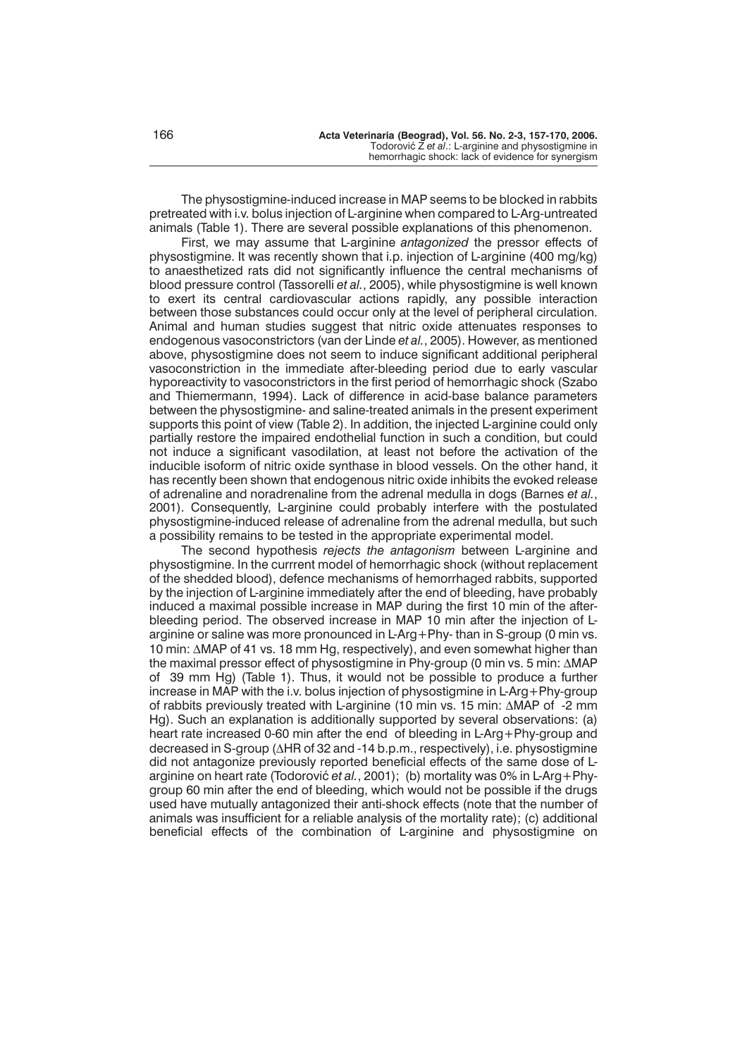The physostigmine-induced increase in MAP seems to be blocked in rabbits pretreated with i.v. bolus injection of L-arginine when compared to L-Arg-untreated animals (Table 1). There are several possible explanations of this phenomenon.

First, we may assume that L-arginine *antagonized* the pressor effects of physostigmine. It was recently shown that i.p. injection of L-arginine (400 mg/kg) to anaesthetized rats did not significantly influence the central mechanisms of blood pressure control (Tassorelli *et al.*, 2005), while physostigmine is well known to exert its central cardiovascular actions rapidly, any possible interaction between those substances could occur only at the level of peripheral circulation. Animal and human studies suggest that nitric oxide attenuates responses to endogenous vasoconstrictors (van der Linde *et al.*, 2005). However, as mentioned above, physostigmine does not seem to induce significant additional peripheral vasoconstriction in the immediate after-bleeding period due to early vascular hyporeactivity to vasoconstrictors in the first period of hemorrhagic shock (Szabo and Thiemermann, 1994). Lack of difference in acid-base balance parameters between the physostigmine- and saline-treated animals in the present experiment supports this point of view (Table 2). In addition, the injected L-arginine could only partially restore the impaired endothelial function in such a condition, but could not induce a significant vasodilation, at least not before the activation of the inducible isoform of nitric oxide synthase in blood vessels. On the other hand, it has recently been shown that endogenous nitric oxide inhibits the evoked release of adrenaline and noradrenaline from the adrenal medulla in dogs (Barnes *et al.*, 2001). Consequently, L-arginine could probably interfere with the postulated physostigmine-induced release of adrenaline from the adrenal medulla, but such a possibility remains to be tested in the appropriate experimental model.

The second hypothesis *rejects the antagonism* between L-arginine and physostigmine. In the currrent model of hemorrhagic shock (without replacement of the shedded blood), defence mechanisms of hemorrhaged rabbits, supported by the injection of L-arginine immediately after the end of bleeding, have probably induced a maximal possible increase in MAP during the first 10 min of the after-bleeding period. The observed increase in MAP 10 min after the injection of L-arginine or saline was more pronounced in L-Arg+Phy- than in S-group (0 min vs. 10 min: $\Delta$MAP of 41 vs. 18 mm Hg, respectively), and even somewhat higher than the maximal pressor effect of physostigmine in Phy-group (0 min vs. 5 min: $\Delta$MAP of 39 mm Hg) (Table 1). Thus, it would not be possible to produce a further increase in MAP with the i.v. bolus injection of physostigmine in L-Arg+Phy-group of rabbits previously treated with L-arginine (10 min vs. 15 min: $\Delta$MAP of -2 mm Hg). Such an explanation is additionally supported by several observations: (a) heart rate increased 0-60 min after the end of bleeding in L-Arg+Phy-group and decreased in S-group ($\Delta$HR of 32 and -14 b.p.m., respectively), i.e. physostigmine did not antagonize previously reported beneficial effects of the same dose of L-arginine on heart rate (Todorović *et al.*, 2001); (b) mortality was 0% in L-Arg+Phy-group 60 min after the end of bleeding, which would not be possible if the drugs used have mutually antagonized their anti-shock effects (note that the number of animals was insufficient for a reliable analysis of the mortality rate); (c) additional beneficial effects of the combination of L-arginine and physostigmine on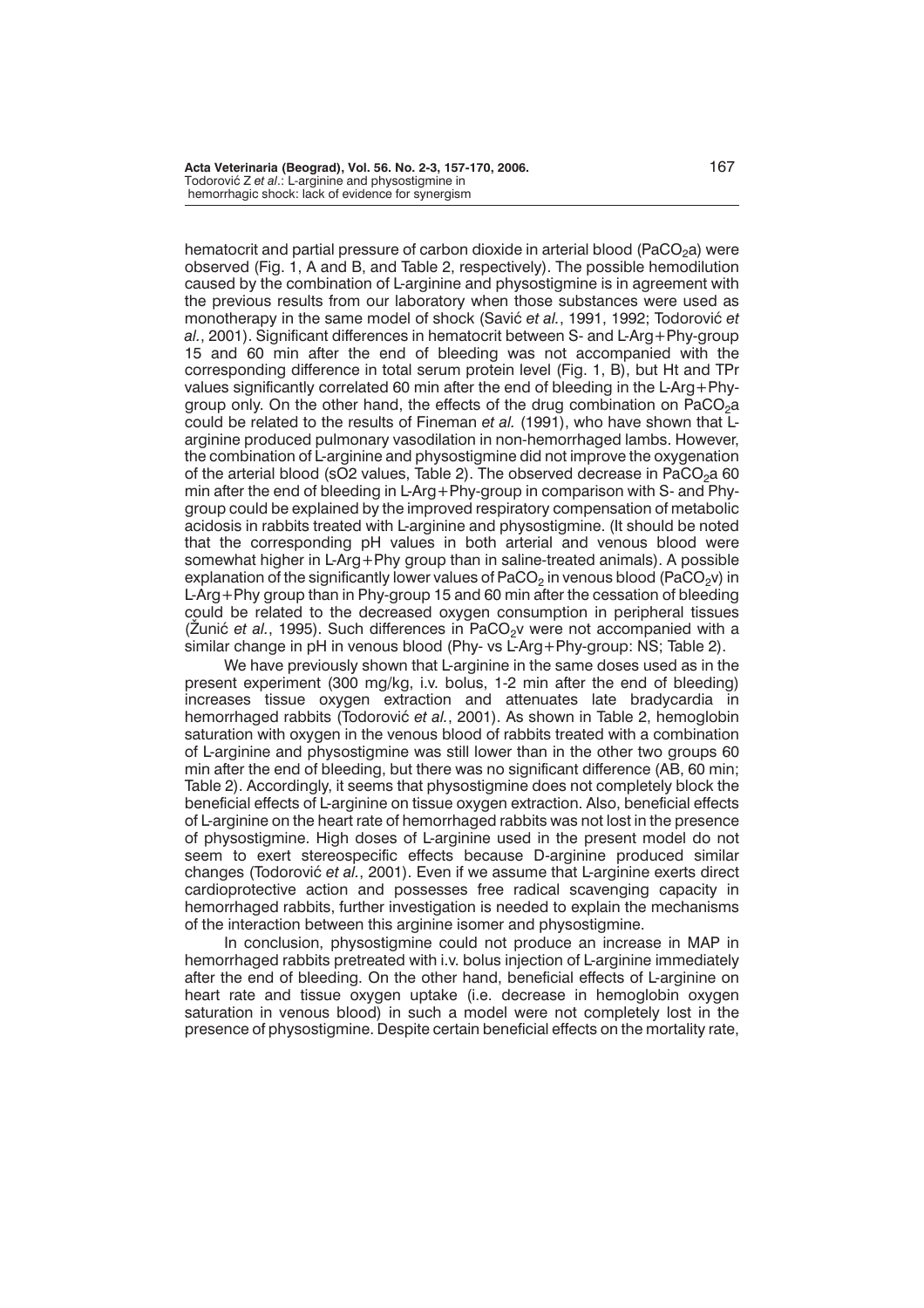hematocrit and partial pressure of carbon dioxide in arterial blood ($PaCO_2a$) were observed (Fig. 1, A and B, and Table 2, respectively). The possible hemodilution caused by the combination of L-arginine and physostigmine is in agreement with the previous results from our laboratory when those substances were used as monotherapy in the same model of shock (Savić *et al.*, 1991, 1992; Todorović *et al.*, 2001). Significant differences in hematocrit between S- and L-Arg+Phy-group 15 and 60 min after the end of bleeding was not accompanied with the corresponding difference in total serum protein level (Fig. 1, B), but Ht and TPr values significantly correlated 60 min after the end of bleeding in the L-Arg+Phy-group only. On the other hand, the effects of the drug combination on $PaCO_2a$ could be related to the results of Fineman *et al.* (1991), who have shown that L-arginine produced pulmonary vasodilation in non-hemorrhaged lambs. However, the combination of L-arginine and physostigmine did not improve the oxygenation of the arterial blood (sO2 values, Table 2). The observed decrease in $PaCO_2a$ 60 min after the end of bleeding in L-Arg+Phy-group in comparison with S- and Phy-group could be explained by the improved respiratory compensation of metabolic acidosis in rabbits treated with L-arginine and physostigmine. (It should be noted that the corresponding pH values in both arterial and venous blood were somewhat higher in L-Arg+Phy group than in saline-treated animals). A possible explanation of the significantly lower values of $PaCO_2$ in venous blood ($PaCO_2v$) in L-Arg+Phy group than in Phy-group 15 and 60 min after the cessation of bleeding could be related to the decreased oxygen consumption in peripheral tissues (Žunić *et al.*, 1995). Such differences in $PaCO_2v$ were not accompanied with a similar change in pH in venous blood (Phy- vs L-Arg+Phy-group: NS; Table 2).

We have previously shown that L-arginine in the same doses used as in the present experiment (300 mg/kg, i.v. bolus, 1-2 min after the end of bleeding) increases tissue oxygen extraction and attenuates late bradycardia in hemorrhaged rabbits (Todorović *et al.*, 2001). As shown in Table 2, hemoglobin saturation with oxygen in the venous blood of rabbits treated with a combination of L-arginine and physostigmine was still lower than in the other two groups 60 min after the end of bleeding, but there was no significant difference (AB, 60 min; Table 2). Accordingly, it seems that physostigmine does not completely block the beneficial effects of L-arginine on tissue oxygen extraction. Also, beneficial effects of L-arginine on the heart rate of hemorrhaged rabbits was not lost in the presence of physostigmine. High doses of L-arginine used in the present model do not seem to exert stereospecific effects because D-arginine produced similar changes (Todorović *et al.*, 2001). Even if we assume that L-arginine exerts direct cardioprotective action and possesses free radical scavenging capacity in hemorrhaged rabbits, further investigation is needed to explain the mechanisms of the interaction between this arginine isomer and physostigmine.

In conclusion, physostigmine could not produce an increase in MAP in hemorrhaged rabbits pretreated with i.v. bolus injection of L-arginine immediately after the end of bleeding. On the other hand, beneficial effects of L-arginine on heart rate and tissue oxygen uptake (i.e. decrease in hemoglobin oxygen saturation in venous blood) in such a model were not completely lost in the presence of physostigmine. Despite certain beneficial effects on the mortality rate,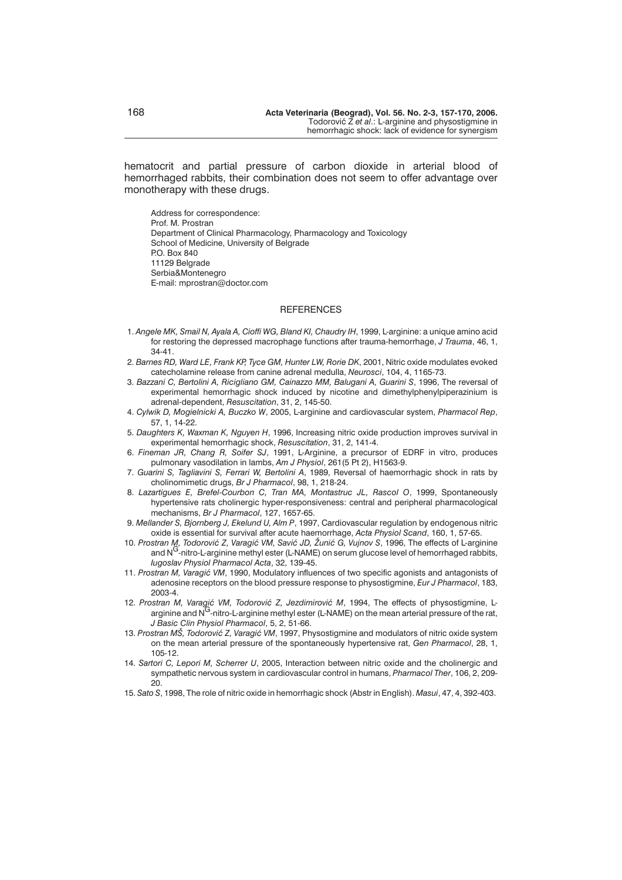hematocrit and partial pressure of carbon dioxide in arterial blood of hemorrhaged rabbits, their combination does not seem to offer advantage over monotherapy with these drugs.

Address for correspondence:
Prof. M. Prostran
Department of Clinical Pharmacology, Pharmacology and Toxicology
School of Medicine, University of Belgrade
P.O. Box 840
11129 Belgrade
Serbia&Montenegro
E-mail: mprostran@doctor.com

## REFERENCES

1. *Angele MK, Smail N, Ayala A, Cioffi WG, Bland KI, Chaudry IH*, 1999, L-arginine: a unique amino acid for restoring the depressed macrophage functions after trauma-hemorrhage, *J Trauma*, 46, 1, 34-41.
2. *Barnes RD, Ward LE, Frank KP, Tyce GM, Hunter LW, Rorie DK*, 2001, Nitric oxide modulates evoked catecholamine release from canine adrenal medulla, *Neurosci*, 104, 4, 1165-73.
3. *Bazzani C, Bertolini A, Ricigliano GM, Cainazzo MM, Balugani A, Guarini S*, 1996, The reversal of experimental hemorrhagic shock induced by nicotine and dimethylphenylpiperazinium is adrenal-dependent, *Resuscitation*, 31, 2, 145-50.
4. *Cylwik D, Mogielnicki A, Buczko W*, 2005, L-arginine and cardiovascular system, *Pharmacol Rep*, 57, 1, 14-22.
5. *Daughters K, Waxman K, Nguyen H*, 1996, Increasing nitric oxide production improves survival in experimental hemorrhagic shock, *Resuscitation*, 31, 2, 141-4.
6. *Fineman JR, Chang R, Soifer SJ*, 1991, L-Arginine, a precursor of EDRF in vitro, produces pulmonary vasodilation in lambs, *Am J Physiol*, 261(5 Pt 2), H1563-9.
7. *Guarini S, Tagliavini S, Ferrari W, Bertolini A*, 1989, Reversal of haemorrhagic shock in rats by cholinomimetic drugs, *Br J Pharmacol*, 98, 1, 218-24.
8. *Lazartigues E, Brefel-Courbon C, Tran MA, Montastruc JL, Rascol O*, 1999, Spontaneously hypertensive rats cholinergic hyper-responsiveness: central and peripheral pharmacological mechanisms, *Br J Pharmacol*, 127, 1657-65.
9. *Mellander S, Bjornberg J, Ekelund U, Alm P*, 1997, Cardiovascular regulation by endogenous nitric oxide is essential for survival after acute haemorrhage, *Acta Physiol Scand*, 160, 1, 57-65.
10. *Prostran M, Todorović Z, Varagić VM, Savić JD, Žunić G, Vujnov S*, 1996, The effects of L-arginine and $N^G$-nitro-L-arginine methyl ester (L-NAME) on serum glucose level of hemorrhaged rabbits, *Iugoslav Physiol Pharmacol Acta*, 32, 139-45.
11. *Prostran M, Varagić VM*, 1990, Modulatory influences of two specific agonists and antagonists of adenosine receptors on the blood pressure response to physostigmine, *Eur J Pharmacol*, 183, 2003-4.
12. *Prostran M, Varagić VM, Todorović Z, Jezdimirović M*, 1994, The effects of physostigmine, L-arginine and $N^G$-nitro-L-arginine methyl ester (L-NAME) on the mean arterial pressure of the rat, *J Basic Clin Physiol Pharmacol*, 5, 2, 51-66.
13. *Prostran MŠ, Todorović Z, Varagić VM*, 1997, Physostigmine and modulators of nitric oxide system on the mean arterial pressure of the spontaneously hypertensive rat, *Gen Pharmacol*, 28, 1, 105-12.
14. *Sartori C, Lepori M, Scherrer U*, 2005, Interaction between nitric oxide and the cholinergic and sympathetic nervous system in cardiovascular control in humans, *Pharmacol Ther*, 106, 2, 209-20.
15. *Sato S*, 1998, The role of nitric oxide in hemorrhagic shock (Abstr in English). *Masui*, 47, 4, 392-403.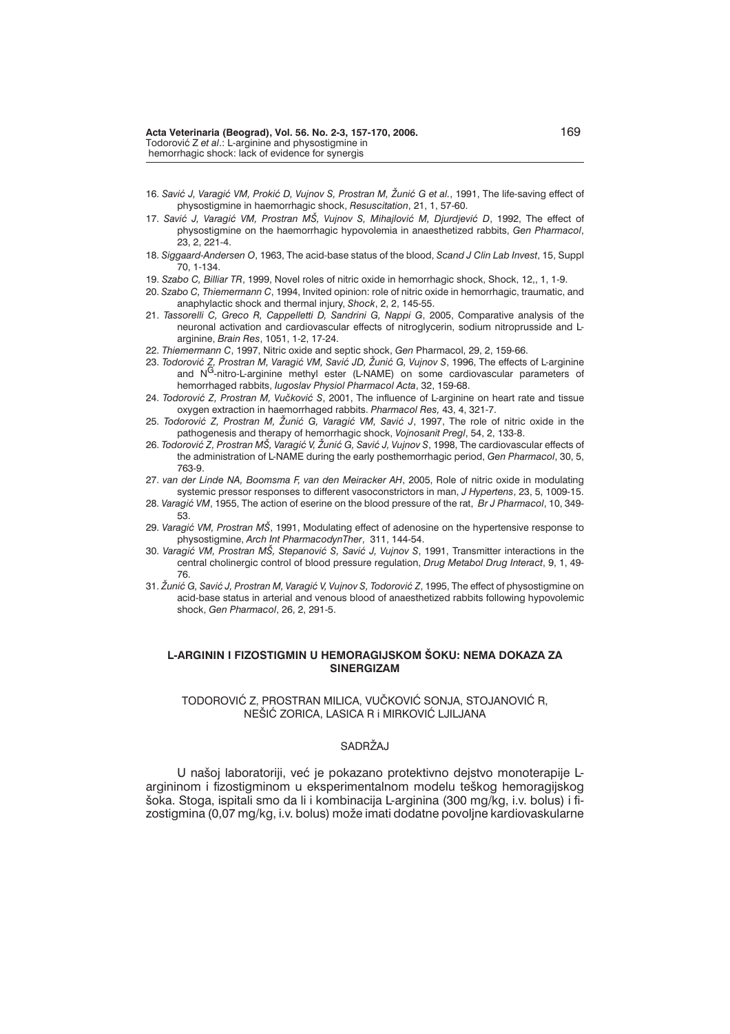16. *Savić J, Varagić VM, Prokić D, Vujnov S, Prostran M, Žunić G et al.*, 1991, The life-saving effect of physostigmine in haemorrhagic shock, *Resuscitation*, 21, 1, 57-60.
17. *Savić J, Varagić VM, Prostran MŠ, Vujnov S, Mihajlović M, Djurdjević D*, 1992, The effect of physostigmine on the haemorrhagic hypovolemia in anaesthetized rabbits, *Gen Pharmacol*, 23, 2, 221-4.
18. *Siggaard-Andersen O*, 1963, The acid-base status of the blood, *Scand J Clin Lab Invest*, 15, Suppl 70, 1-134.
19. *Szabo C, Billiar TR*, 1999, Novel roles of nitric oxide in hemorrhagic shock, Shock, 12,, 1, 1-9.
20. *Szabo C, Thiemermann C*, 1994, Invited opinion: role of nitric oxide in hemorrhagic, traumatic, and anaphylactic shock and thermal injury, *Shock*, 2, 2, 145-55.
21. *Tassorelli C, Greco R, Cappelletti D, Sandrini G, Nappi G*, 2005, Comparative analysis of the neuronal activation and cardiovascular effects of nitroglycerin, sodium nitroprusside and L-arginine, *Brain Res*, 1051, 1-2, 17-24.
22. *Thiemermann C*, 1997, Nitric oxide and septic shock, *Gen* Pharmacol, 29, 2, 159-66.
23. *Todorović Z, Prostran M, Varagić VM, Savić JD, Žunić G, Vujnov S*, 1996, The effects of L-arginine and $N^{G}$-nitro-L-arginine methyl ester (L-NAME) on some cardiovascular parameters of hemorrhaged rabbits, *Iugoslav Physiol Pharmacol Acta*, 32, 159-68.
24. *Todorović Z, Prostran M, Vučković S*, 2001, The influence of L-arginine on heart rate and tissue oxygen extraction in haemorrhaged rabbits. *Pharmacol Res,* 43, 4, 321-7.
25. *Todorović Z, Prostran M, Žunić G, Varagić VM, Savić J*, 1997, The role of nitric oxide in the pathogenesis and therapy of hemorrhagic shock, *Vojnosanit Pregl*, 54, 2, 133-8.
26. *Todorović Z, Prostran MŠ, Varagić V, Žunić G, Savić J, Vujnov S*, 1998, The cardiovascular effects of the administration of L-NAME during the early posthemorrhagic period, *Gen Pharmacol*, 30, 5, 763-9.
27. *van der Linde NA, Boomsma F, van den Meiracker AH*, 2005, Role of nitric oxide in modulating systemic pressor responses to different vasoconstrictors in man, *J Hypertens*, 23, 5, 1009-15.
28. *Varagić VM*, 1955, The action of eserine on the blood pressure of the rat, *Br J Pharmacol*, 10, 349-53.
29. *Varagić VM, Prostran MŠ*, 1991, Modulating effect of adenosine on the hypertensive response to physostigmine, *Arch Int PharmacodynTher*, 311, 144-54.
30. *Varagić VM, Prostran MŠ, Stepanović S, Savić J, Vujnov S*, 1991, Transmitter interactions in the central cholinergic control of blood pressure regulation, *Drug Metabol Drug Interact*, 9, 1, 49-76.
31. *Žunić G, Savić J, Prostran M, Varagić V, Vujnov S, Todorović Z*, 1995, The effect of physostigmine on acid-base status in arterial and venous blood of anaesthetized rabbits following hypovolemic shock, *Gen Pharmacol*, 26, 2, 291-5.

## L-ARGININ I FIZOSTIGMIN U HEMORAGIJSKOM ŠOKU: NEMA DOKAZA ZA SINERGIZAM

TODOROVIĆ Z, PROSTRAN MILICA, VUČKOVIĆ SONJA, STOJANOVIĆ R, NEŠIĆ ZORICA, LASICA R i MIRKOVIĆ LJILJANA

### SADRŽAJ

U našoj laboratoriji, već je pokazano protektivno dejstvo monoterapije L-argininom i fizostigminom u eksperimentalnom modelu teškog hemoragijskog šoka. Stoga, ispitali smo da li i kombinacija L-arginina (300 mg/kg, i.v. bolus) i fizostigmina (0,07 mg/kg, i.v. bolus) može imati dodatne povoljne kardiovaskularne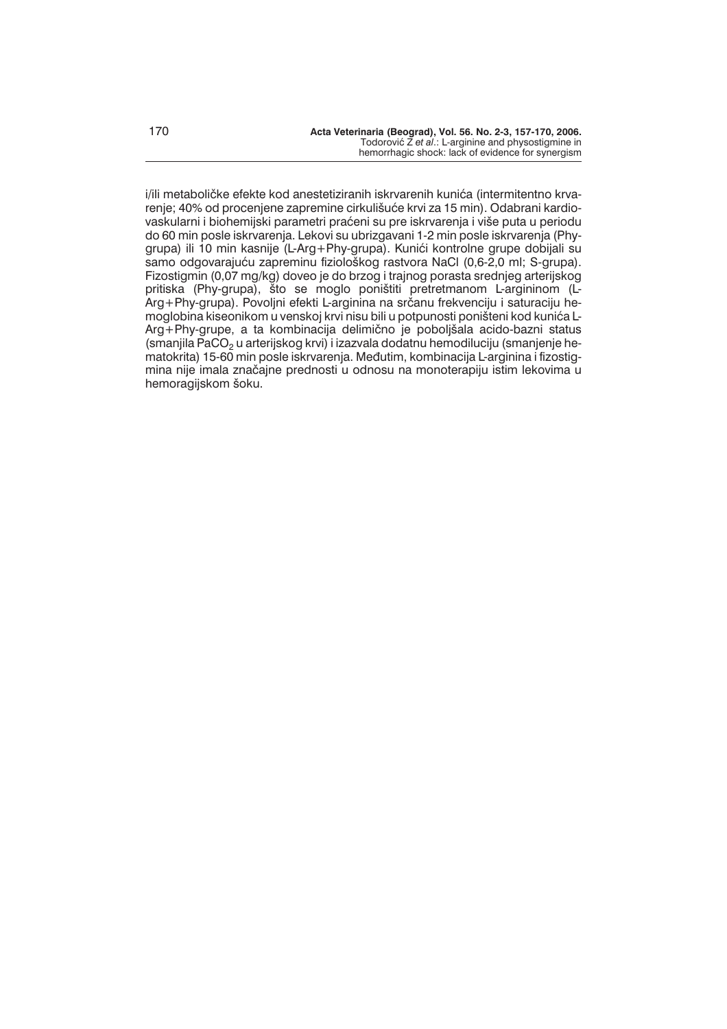i/ili metaboličke efekte kod anestetiziranih iskrvarenih kunića (intermitentno krvarenje; 40% od procenjene zapremine cirkulišuće krvi za 15 min). Odabrani kardiovaskularni i biohemijski parametri praćeni su pre iskrvarenja i više puta u periodu do 60 min posle iskrvarenja. Lekovi su ubrizgavani 1-2 min posle iskrvarenja (Phy-grupa) ili 10 min kasnije (L-Arg+Phy-grupa). Kunići kontrolne grupe dobijali su samo odgovarajuću zapreminu fiziološkog rastvora NaCl (0,6-2,0 ml; S-grupa). Fizostigmin (0,07 mg/kg) doveo je do brzog i trajnog porasta srednjeg arterijskog pritiska (Phy-grupa), što se moglo poništiti pretretmanom L-argininom (L-Arg+Phy-grupa). Povoljni efekti L-arginina na srčanu frekvenciju i saturaciju hemoglobina kiseonikom u venskoj krvi nisu bili u potpunosti poništeni kod kunića L-Arg+Phy-grupe, a ta kombinacija delimično je poboljšala acido-bazni status (smanjila $PaCO_2$ u arterijskog krvi) i izazvala dodatnu hemodiluciju (smanjenje hematokrita) 15-60 min posle iskrvarenja. Međutim, kombinacija L-arginina i fizostigmina nije imala značajne prednosti u odnosu na monoterapiju istim lekovima u hemoragijskom šoku.